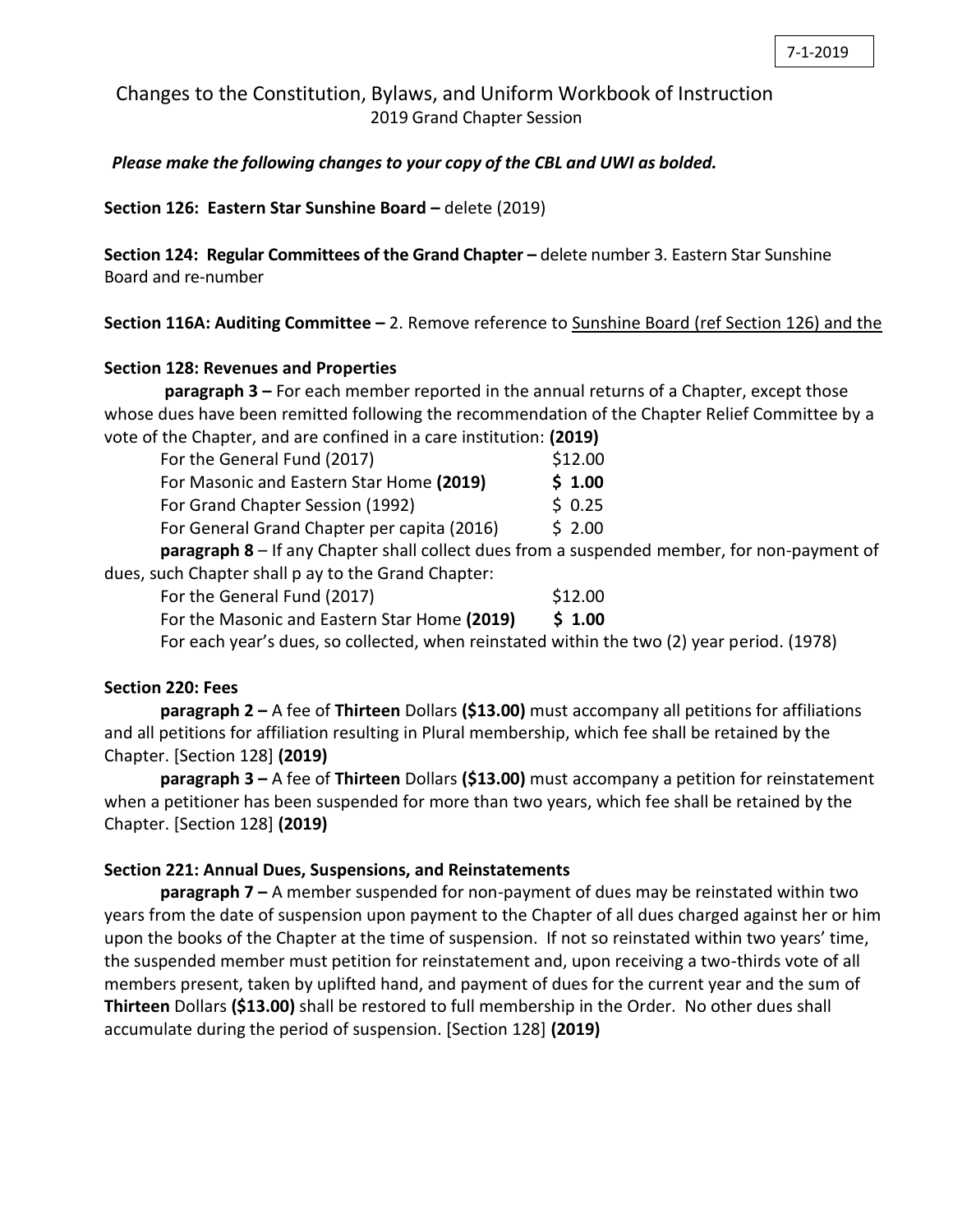7-1-2019

# Changes to the Constitution, Bylaws, and Uniform Workbook of Instruction

2019 Grand Chapter Session

***Please make the following changes to your copy of the CBL and UWI as bolded.***

**Section 126: Eastern Star Sunshine Board –** delete (2019)

**Section 124: Regular Committees of the Grand Chapter –** delete number 3. Eastern Star Sunshine Board and re-number

**Section 116A: Auditing Committee –** 2. Remove reference to <u>Sunshine Board (ref Section 126) and the</u>

**Section 128: Revenues and Properties**

**paragraph 3 –** For each member reported in the annual returns of a Chapter, except those whose dues have been remitted following the recommendation of the Chapter Relief Committee by a vote of the Chapter, and are confined in a care institution: **(2019)**

| | |
|---|---|
| For the General Fund (2017) | $12.00 |
| For Masonic and Eastern Star Home **(2019)** | **$ 1.00** |
| For Grand Chapter Session (1992) | $ 0.25 |
| For General Grand Chapter per capita (2016) | $ 2.00 |

**paragraph 8** – If any Chapter shall collect dues from a suspended member, for non-payment of dues, such Chapter shall p ay to the Grand Chapter:

| | |
|---|---|
| For the General Fund (2017) | $12.00 |
| For the Masonic and Eastern Star Home **(2019)** | **$ 1.00** |

For each year's dues, so collected, when reinstated within the two (2) year period. (1978)

**Section 220: Fees**

**paragraph 2 –** A fee of **Thirteen** Dollars **($13.00)** must accompany all petitions for affiliations and all petitions for affiliation resulting in Plural membership, which fee shall be retained by the Chapter. [Section 128] **(2019)**

**paragraph 3 –** A fee of **Thirteen** Dollars **($13.00)** must accompany a petition for reinstatement when a petitioner has been suspended for more than two years, which fee shall be retained by the Chapter. [Section 128] **(2019)**

**Section 221: Annual Dues, Suspensions, and Reinstatements**

**paragraph 7 –** A member suspended for non-payment of dues may be reinstated within two years from the date of suspension upon payment to the Chapter of all dues charged against her or him upon the books of the Chapter at the time of suspension. If not so reinstated within two years' time, the suspended member must petition for reinstatement and, upon receiving a two-thirds vote of all members present, taken by uplifted hand, and payment of dues for the current year and the sum of **Thirteen** Dollars **($13.00)** shall be restored to full membership in the Order. No other dues shall accumulate during the period of suspension. [Section 128] **(2019)**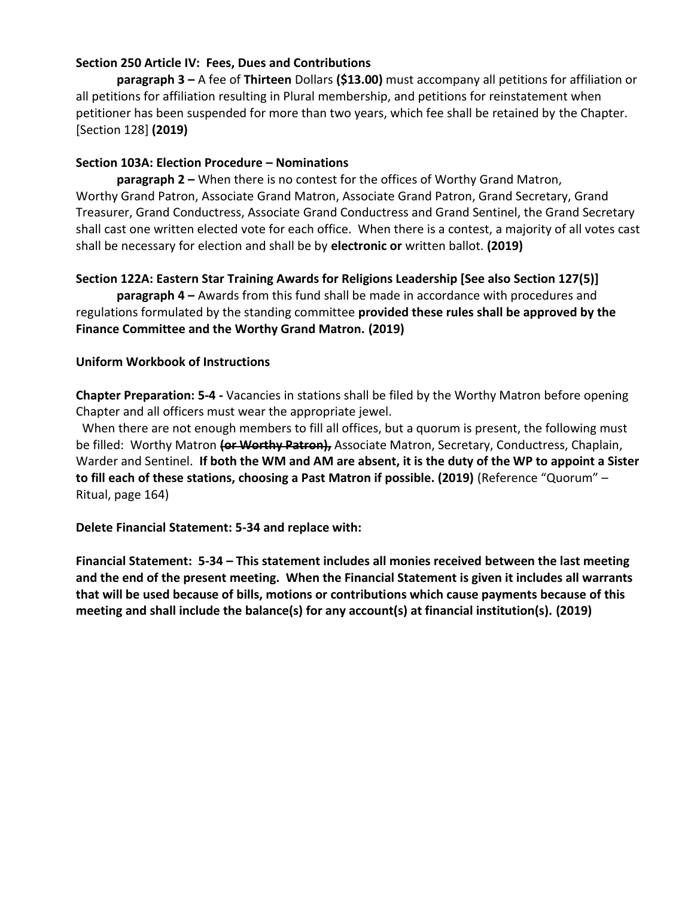**Section 250 Article IV: Fees, Dues and Contributions**

**paragraph 3 –** A fee of **Thirteen** Dollars **($13.00)** must accompany all petitions for affiliation or all petitions for affiliation resulting in Plural membership, and petitions for reinstatement when petitioner has been suspended for more than two years, which fee shall be retained by the Chapter. [Section 128] **(2019)**

**Section 103A: Election Procedure – Nominations**

**paragraph 2 –** When there is no contest for the offices of Worthy Grand Matron, Worthy Grand Patron, Associate Grand Matron, Associate Grand Patron, Grand Secretary, Grand Treasurer, Grand Conductress, Associate Grand Conductress and Grand Sentinel, the Grand Secretary shall cast one written elected vote for each office. When there is a contest, a majority of all votes cast shall be necessary for election and shall be by **electronic or** written ballot. **(2019)**

**Section 122A: Eastern Star Training Awards for Religions Leadership [See also Section 127(5)]**

**paragraph 4 –** Awards from this fund shall be made in accordance with procedures and regulations formulated by the standing committee **provided these rules shall be approved by the Finance Committee and the Worthy Grand Matron. (2019)**

**Uniform Workbook of Instructions**

**Chapter Preparation: 5-4 -** Vacancies in stations shall be filed by the Worthy Matron before opening Chapter and all officers must wear the appropriate jewel.

When there are not enough members to fill all offices, but a quorum is present, the following must be filled: Worthy Matron ~~**(or Worthy Patron),**~~ Associate Matron, Secretary, Conductress, Chaplain, Warder and Sentinel. **If both the WM and AM are absent, it is the duty of the WP to appoint a Sister to fill each of these stations, choosing a Past Matron if possible. (2019)** (Reference "Quorum" – Ritual, page 164)

**Delete Financial Statement: 5-34 and replace with:**

**Financial Statement: 5-34 – This statement includes all monies received between the last meeting and the end of the present meeting. When the Financial Statement is given it includes all warrants that will be used because of bills, motions or contributions which cause payments because of this meeting and shall include the balance(s) for any account(s) at financial institution(s). (2019)**